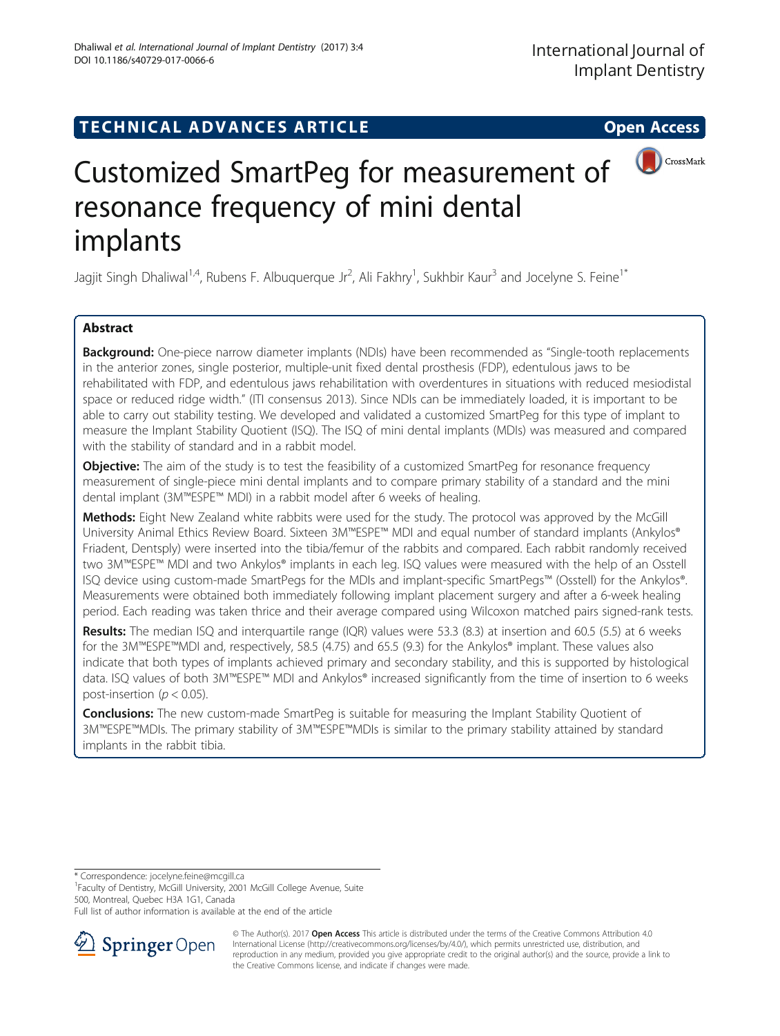TECHNICAL ADVANCES ARTICLE

Open Access

# Customized SmartPeg for measurement of resonance frequency of mini dental implants

Jagjit Singh Dhaliwal[1,4], Rubens F. Albuquerque Jr[2], Ali Fakhry[1], Sukhbir Kaur[3] and Jocelyne S. Feine[1*]

## Abstract

**Background:** One-piece narrow diameter implants (NDIs) have been recommended as "Single-tooth replacements in the anterior zones, single posterior, multiple-unit fixed dental prosthesis (FDP), edentulous jaws to be rehabilitated with FDP, and edentulous jaws rehabilitation with overdentures in situations with reduced mesiodistal space or reduced ridge width." (ITI consensus 2013). Since NDIs can be immediately loaded, it is important to be able to carry out stability testing. We developed and validated a customized SmartPeg for this type of implant to measure the Implant Stability Quotient (ISQ). The ISQ of mini dental implants (MDIs) was measured and compared with the stability of standard and in a rabbit model.

**Objective:** The aim of the study is to test the feasibility of a customized SmartPeg for resonance frequency measurement of single-piece mini dental implants and to compare primary stability of a standard and the mini dental implant (3M™ESPE™ MDI) in a rabbit model after 6 weeks of healing.

**Methods:** Eight New Zealand white rabbits were used for the study. The protocol was approved by the McGill University Animal Ethics Review Board. Sixteen 3M™ESPE™ MDI and equal number of standard implants (Ankylos® Friadent, Dentsply) were inserted into the tibia/femur of the rabbits and compared. Each rabbit randomly received two 3M™ESPE™ MDI and two Ankylos® implants in each leg. ISQ values were measured with the help of an Osstell ISQ device using custom-made SmartPegs for the MDIs and implant-specific SmartPegs™ (Osstell) for the Ankylos®. Measurements were obtained both immediately following implant placement surgery and after a 6-week healing period. Each reading was taken thrice and their average compared using Wilcoxon matched pairs signed-rank tests.

**Results:** The median ISQ and interquartile range (IQR) values were 53.3 (8.3) at insertion and 60.5 (5.5) at 6 weeks for the 3M™ESPE™MDI and, respectively, 58.5 (4.75) and 65.5 (9.3) for the Ankylos® implant. These values also indicate that both types of implants achieved primary and secondary stability, and this is supported by histological data. ISQ values of both 3M™ESPE™ MDI and Ankylos® increased significantly from the time of insertion to 6 weeks post-insertion ($p < 0.05$).

**Conclusions:** The new custom-made SmartPeg is suitable for measuring the Implant Stability Quotient of 3M™ESPE™MDIs. The primary stability of 3M™ESPE™MDIs is similar to the primary stability attained by standard implants in the rabbit tibia.

\* Correspondence: jocelyne.feine@mcgill.ca

[1]Faculty of Dentistry, McGill University, 2001 McGill College Avenue, Suite 500, Montreal, Quebec H3A 1G1, Canada

Full list of author information is available at the end of the article

© The Author(s). 2017 **Open Access** This article is distributed under the terms of the Creative Commons Attribution 4.0 International License (http://creativecommons.org/licenses/by/4.0/), which permits unrestricted use, distribution, and reproduction in any medium, provided you give appropriate credit to the original author(s) and the source, provide a link to the Creative Commons license, and indicate if changes were made.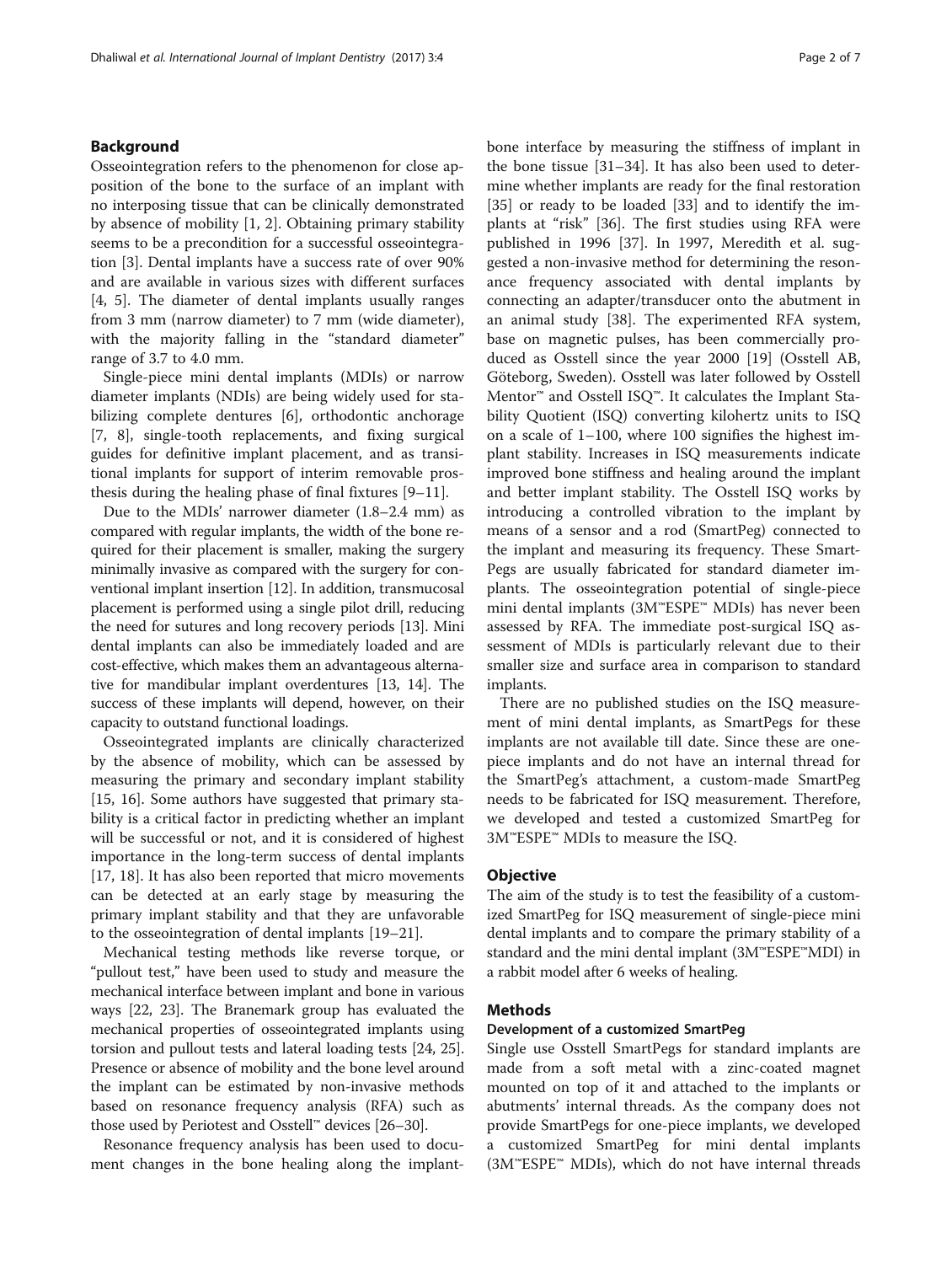## Background

Osseointegration refers to the phenomenon for close apposition of the bone to the surface of an implant with no interposing tissue that can be clinically demonstrated by absence of mobility [1, 2]. Obtaining primary stability seems to be a precondition for a successful osseointegration [3]. Dental implants have a success rate of over 90% and are available in various sizes with different surfaces [4, 5]. The diameter of dental implants usually ranges from 3 mm (narrow diameter) to 7 mm (wide diameter), with the majority falling in the "standard diameter" range of 3.7 to 4.0 mm.

Single-piece mini dental implants (MDIs) or narrow diameter implants (NDIs) are being widely used for stabilizing complete dentures [6], orthodontic anchorage [7, 8], single-tooth replacements, and fixing surgical guides for definitive implant placement, and as transitional implants for support of interim removable prosthesis during the healing phase of final fixtures [9–11].

Due to the MDIs' narrower diameter (1.8–2.4 mm) as compared with regular implants, the width of the bone required for their placement is smaller, making the surgery minimally invasive as compared with the surgery for conventional implant insertion [12]. In addition, transmucosal placement is performed using a single pilot drill, reducing the need for sutures and long recovery periods [13]. Mini dental implants can also be immediately loaded and are cost-effective, which makes them an advantageous alternative for mandibular implant overdentures [13, 14]. The success of these implants will depend, however, on their capacity to outstand functional loadings.

Osseointegrated implants are clinically characterized by the absence of mobility, which can be assessed by measuring the primary and secondary implant stability [15, 16]. Some authors have suggested that primary stability is a critical factor in predicting whether an implant will be successful or not, and it is considered of highest importance in the long-term success of dental implants [17, 18]. It has also been reported that micro movements can be detected at an early stage by measuring the primary implant stability and that they are unfavorable to the osseointegration of dental implants [19–21].

Mechanical testing methods like reverse torque, or "pullout test," have been used to study and measure the mechanical interface between implant and bone in various ways [22, 23]. The Branemark group has evaluated the mechanical properties of osseointegrated implants using torsion and pullout tests and lateral loading tests [24, 25]. Presence or absence of mobility and the bone level around the implant can be estimated by non-invasive methods based on resonance frequency analysis (RFA) such as those used by Periotest and Osstell™ devices [26–30].

Resonance frequency analysis has been used to document changes in the bone healing along the implant-bone interface by measuring the stiffness of implant in the bone tissue [31–34]. It has also been used to determine whether implants are ready for the final restoration [35] or ready to be loaded [33] and to identify the implants at "risk" [36]. The first studies using RFA were published in 1996 [37]. In 1997, Meredith et al. suggested a non-invasive method for determining the resonance frequency associated with dental implants by connecting an adapter/transducer onto the abutment in an animal study [38]. The experimented RFA system, base on magnetic pulses, has been commercially produced as Osstell since the year 2000 [19] (Osstell AB, Göteborg, Sweden). Osstell was later followed by Osstell Mentor™ and Osstell ISQ™. It calculates the Implant Stability Quotient (ISQ) converting kilohertz units to ISQ on a scale of 1–100, where 100 signifies the highest implant stability. Increases in ISQ measurements indicate improved bone stiffness and healing around the implant and better implant stability. The Osstell ISQ works by introducing a controlled vibration to the implant by means of a sensor and a rod (SmartPeg) connected to the implant and measuring its frequency. These SmartPegs are usually fabricated for standard diameter implants. The osseointegration potential of single-piece mini dental implants (3M™ESPE™ MDIs) has never been assessed by RFA. The immediate post-surgical ISQ assessment of MDIs is particularly relevant due to their smaller size and surface area in comparison to standard implants.

There are no published studies on the ISQ measurement of mini dental implants, as SmartPegs for these implants are not available till date. Since these are one-piece implants and do not have an internal thread for the SmartPeg's attachment, a custom-made SmartPeg needs to be fabricated for ISQ measurement. Therefore, we developed and tested a customized SmartPeg for 3M™ESPE™ MDIs to measure the ISQ.

## Objective

The aim of the study is to test the feasibility of a customized SmartPeg for ISQ measurement of single-piece mini dental implants and to compare the primary stability of a standard and the mini dental implant (3M™ESPE™MDI) in a rabbit model after 6 weeks of healing.

## Methods

### Development of a customized SmartPeg

Single use Osstell SmartPegs for standard implants are made from a soft metal with a zinc-coated magnet mounted on top of it and attached to the implants or abutments' internal threads. As the company does not provide SmartPegs for one-piece implants, we developed a customized SmartPeg for mini dental implants (3M™ESPE™ MDIs), which do not have internal threads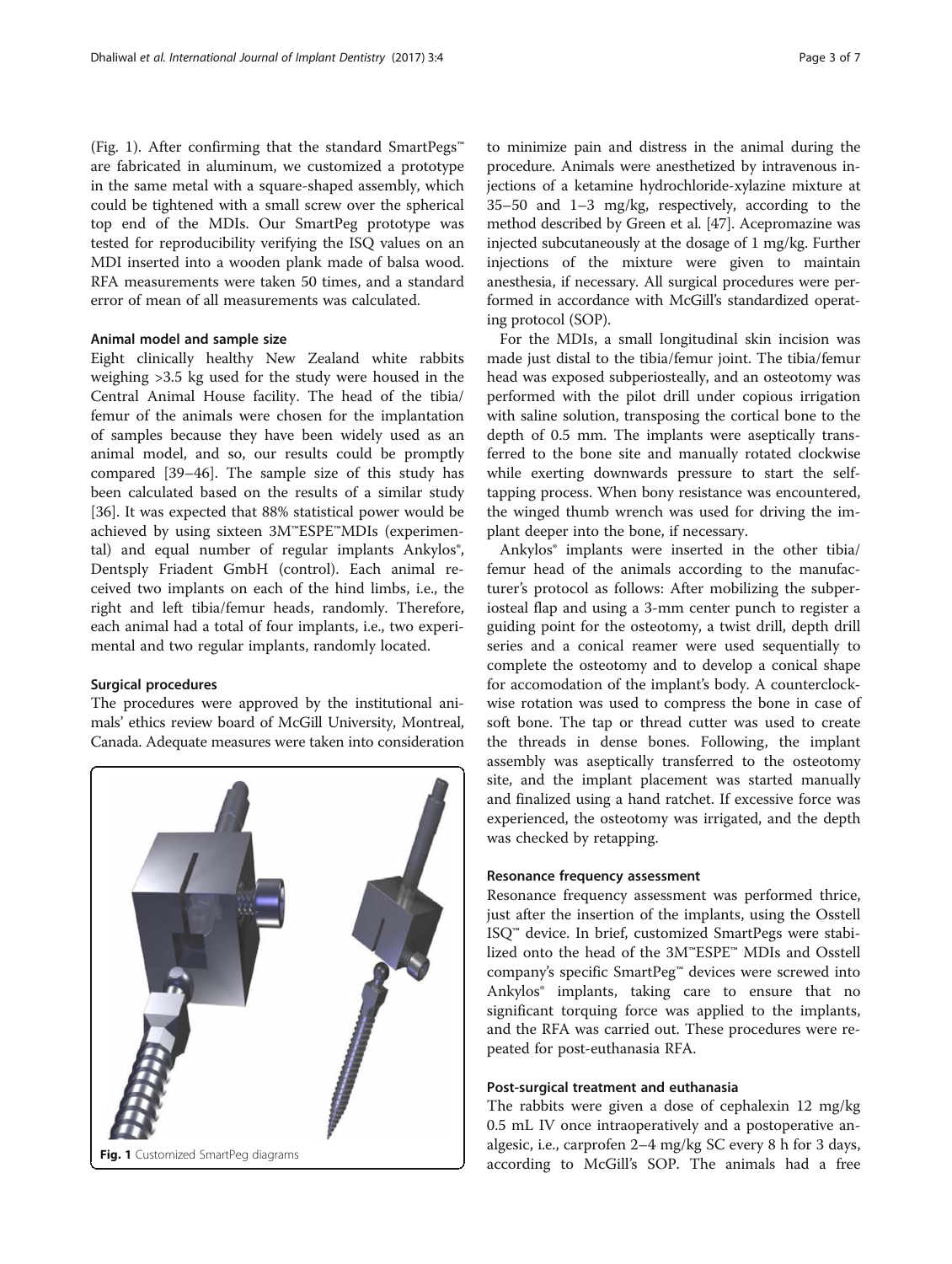(Fig. 1). After confirming that the standard SmartPegs™ are fabricated in aluminum, we customized a prototype in the same metal with a square-shaped assembly, which could be tightened with a small screw over the spherical top end of the MDIs. Our SmartPeg prototype was tested for reproducibility verifying the ISQ values on an MDI inserted into a wooden plank made of balsa wood. RFA measurements were taken 50 times, and a standard error of mean of all measurements was calculated.

### Animal model and sample size

Eight clinically healthy New Zealand white rabbits weighing >3.5 kg used for the study were housed in the Central Animal House facility. The head of the tibia/femur of the animals were chosen for the implantation of samples because they have been widely used as an animal model, and so, our results could be promptly compared [39–46]. The sample size of this study has been calculated based on the results of a similar study [36]. It was expected that 88% statistical power would be achieved by using sixteen 3M™ESPE™MDIs (experimental) and equal number of regular implants Ankylos®, Dentsply Friadent GmbH (control). Each animal received two implants on each of the hind limbs, i.e., the right and left tibia/femur heads, randomly. Therefore, each animal had a total of four implants, i.e., two experimental and two regular implants, randomly located.

### Surgical procedures

The procedures were approved by the institutional animals' ethics review board of McGill University, Montreal, Canada. Adequate measures were taken into consideration to minimize pain and distress in the animal during the procedure. Animals were anesthetized by intravenous injections of a ketamine hydrochloride-xylazine mixture at 35–50 and 1–3 mg/kg, respectively, according to the method described by Green et al. [47]. Acepromazine was injected subcutaneously at the dosage of 1 mg/kg. Further injections of the mixture were given to maintain anesthesia, if necessary. All surgical procedures were performed in accordance with McGill's standardized operating protocol (SOP).

For the MDIs, a small longitudinal skin incision was made just distal to the tibia/femur joint. The tibia/femur head was exposed subperiosteally, and an osteotomy was performed with the pilot drill under copious irrigation with saline solution, transposing the cortical bone to the depth of 0.5 mm. The implants were aseptically transferred to the bone site and manually rotated clockwise while exerting downwards pressure to start the self-tapping process. When bony resistance was encountered, the winged thumb wrench was used for driving the implant deeper into the bone, if necessary.

Ankylos® implants were inserted in the other tibia/femur head of the animals according to the manufacturer's protocol as follows: After mobilizing the subperiosteal flap and using a 3-mm center punch to register a guiding point for the osteotomy, a twist drill, depth drill series and a conical reamer were used sequentially to complete the osteotomy and to develop a conical shape for accomodation of the implant's body. A counterclockwise rotation was used to compress the bone in case of soft bone. The tap or thread cutter was used to create the threads in dense bones. Following, the implant assembly was aseptically transferred to the osteotomy site, and the implant placement was started manually and finalized using a hand ratchet. If excessive force was experienced, the osteotomy was irrigated, and the depth was checked by retapping.

### Resonance frequency assessment

Resonance frequency assessment was performed thrice, just after the insertion of the implants, using the Osstell ISQ™ device. In brief, customized SmartPegs were stabilized onto the head of the 3M™ESPE™ MDIs and Osstell company's specific SmartPeg™ devices were screwed into Ankylos® implants, taking care to ensure that no significant torquing force was applied to the implants, and the RFA was carried out. These procedures were repeated for post-euthanasia RFA.

### Post-surgical treatment and euthanasia

The rabbits were given a dose of cephalexin 12 mg/kg 0.5 mL IV once intraoperatively and a postoperative analgesic, i.e., carprofen 2–4 mg/kg SC every 8 h for 3 days, according to McGill's SOP. The animals had a free

**Fig. 1** Customized SmartPeg diagrams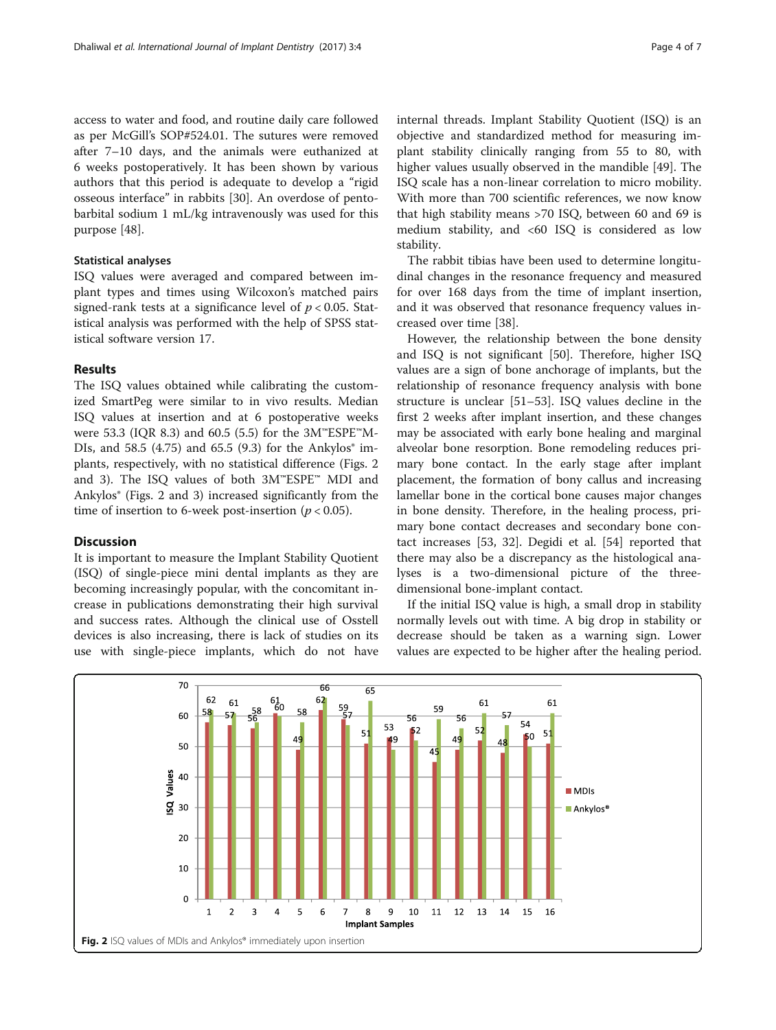access to water and food, and routine daily care followed as per McGill's SOP#524.01. The sutures were removed after 7–10 days, and the animals were euthanized at 6 weeks postoperatively. It has been shown by various authors that this period is adequate to develop a "rigid osseous interface" in rabbits [30]. An overdose of pentobarbital sodium 1 mL/kg intravenously was used for this purpose [48].

### Statistical analyses

ISQ values were averaged and compared between implant types and times using Wilcoxon's matched pairs signed-rank tests at a significance level of $p < 0.05$. Statistical analysis was performed with the help of SPSS statistical software version 17.

## Results

The ISQ values obtained while calibrating the customized SmartPeg were similar to in vivo results. Median ISQ values at insertion and at 6 postoperative weeks were 53.3 (IQR 8.3) and 60.5 (5.5) for the 3M™ESPE™MDIs, and 58.5 (4.75) and 65.5 (9.3) for the Ankylos® implants, respectively, with no statistical difference (Figs. 2 and 3). The ISQ values of both 3M™ESPE™ MDI and Ankylos® (Figs. 2 and 3) increased significantly from the time of insertion to 6-week post-insertion ($p < 0.05$).

## Discussion

It is important to measure the Implant Stability Quotient (ISQ) of single-piece mini dental implants as they are becoming increasingly popular, with the concomitant increase in publications demonstrating their high survival and success rates. Although the clinical use of Osstell devices is also increasing, there is lack of studies on its use with single-piece implants, which do not have internal threads. Implant Stability Quotient (ISQ) is an objective and standardized method for measuring implant stability clinically ranging from 55 to 80, with higher values usually observed in the mandible [49]. The ISQ scale has a non-linear correlation to micro mobility. With more than 700 scientific references, we now know that high stability means >70 ISQ, between 60 and 69 is medium stability, and <60 ISQ is considered as low stability.

The rabbit tibias have been used to determine longitudinal changes in the resonance frequency and measured for over 168 days from the time of implant insertion, and it was observed that resonance frequency values increased over time [38].

However, the relationship between the bone density and ISQ is not significant [50]. Therefore, higher ISQ values are a sign of bone anchorage of implants, but the relationship of resonance frequency analysis with bone structure is unclear [51–53]. ISQ values decline in the first 2 weeks after implant insertion, and these changes may be associated with early bone healing and marginal alveolar bone resorption. Bone remodeling reduces primary bone contact. In the early stage after implant placement, the formation of bony callus and increasing lamellar bone in the cortical bone causes major changes in bone density. Therefore, in the healing process, primary bone contact decreases and secondary bone contact increases [53, 32]. Degidi et al. [54] reported that there may also be a discrepancy as the histological analyses is a two-dimensional picture of the three-dimensional bone-implant contact.

If the initial ISQ value is high, a small drop in stability normally levels out with time. A big drop in stability or decrease should be taken as a warning sign. Lower values are expected to be higher after the healing period.

**Fig. 2** ISQ values of MDIs and Ankylos® immediately upon insertion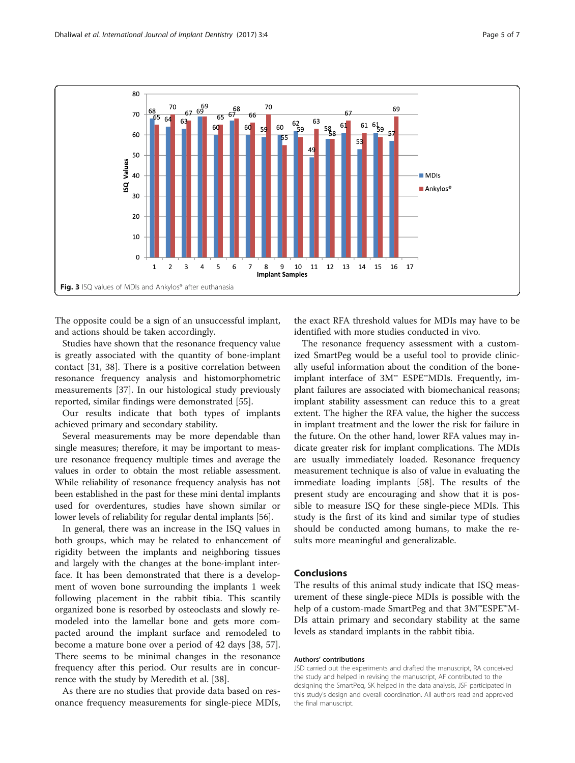Fig. 3 ISQ values of MDIs and Ankylos® after euthanasia

The opposite could be a sign of an unsuccessful implant, and actions should be taken accordingly.

Studies have shown that the resonance frequency value is greatly associated with the quantity of bone-implant contact [31, 38]. There is a positive correlation between resonance frequency analysis and histomorphometric measurements [37]. In our histological study previously reported, similar findings were demonstrated [55].

Our results indicate that both types of implants achieved primary and secondary stability.

Several measurements may be more dependable than single measures; therefore, it may be important to measure resonance frequency multiple times and average the values in order to obtain the most reliable assessment. While reliability of resonance frequency analysis has not been established in the past for these mini dental implants used for overdentures, studies have shown similar or lower levels of reliability for regular dental implants [56].

In general, there was an increase in the ISQ values in both groups, which may be related to enhancement of rigidity between the implants and neighboring tissues and largely with the changes at the bone-implant interface. It has been demonstrated that there is a development of woven bone surrounding the implants 1 week following placement in the rabbit tibia. This scantily organized bone is resorbed by osteoclasts and slowly remodeled into the lamellar bone and gets more compacted around the implant surface and remodeled to become a mature bone over a period of 42 days [38, 57]. There seems to be minimal changes in the resonance frequency after this period. Our results are in concurrence with the study by Meredith et al. [38].

As there are no studies that provide data based on resonance frequency measurements for single-piece MDIs, the exact RFA threshold values for MDIs may have to be identified with more studies conducted in vivo.

The resonance frequency assessment with a customized SmartPeg would be a useful tool to provide clinically useful information about the condition of the bone-implant interface of 3M™ ESPE™MDIs. Frequently, implant failures are associated with biomechanical reasons; implant stability assessment can reduce this to a great extent. The higher the RFA value, the higher the success in implant treatment and the lower the risk for failure in the future. On the other hand, lower RFA values may indicate greater risk for implant complications. The MDIs are usually immediately loaded. Resonance frequency measurement technique is also of value in evaluating the immediate loading implants [58]. The results of the present study are encouraging and show that it is possible to measure ISQ for these single-piece MDIs. This study is the first of its kind and similar type of studies should be conducted among humans, to make the results more meaningful and generalizable.

## Conclusions

The results of this animal study indicate that ISQ measurement of these single-piece MDIs is possible with the help of a custom-made SmartPeg and that 3M™ESPE™MDIs attain primary and secondary stability at the same levels as standard implants in the rabbit tibia.

#### Authors' contributions

JSD carried out the experiments and drafted the manuscript, RA conceived the study and helped in revising the manuscript, AF contributed to the designing the SmartPeg, SK helped in the data analysis, JSF participated in this study's design and overall coordination. All authors read and approved the final manuscript.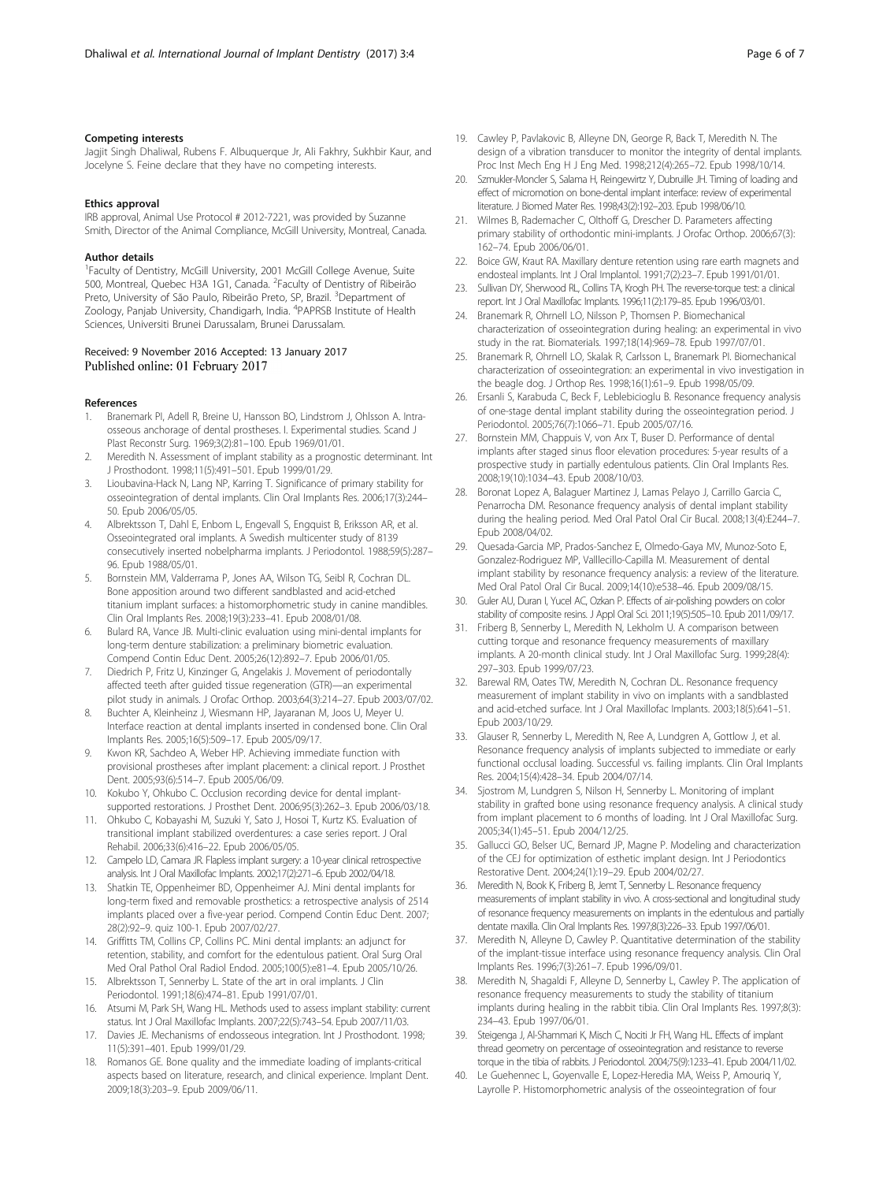### Competing interests

Jagjit Singh Dhaliwal, Rubens F. Albuquerque Jr, Ali Fakhry, Sukhbir Kaur, and Jocelyne S. Feine declare that they have no competing interests.

### Ethics approval

IRB approval, Animal Use Protocol # 2012-7221, was provided by Suzanne Smith, Director of the Animal Compliance, McGill University, Montreal, Canada.

### Author details

[1]Faculty of Dentistry, McGill University, 2001 McGill College Avenue, Suite 500, Montreal, Quebec H3A 1G1, Canada. [2]Faculty of Dentistry of Ribeirão Preto, University of São Paulo, Ribeirão Preto, SP, Brazil. [3]Department of Zoology, Panjab University, Chandigarh, India. [4]PAPRSB Institute of Health Sciences, Universiti Brunei Darussalam, Brunei Darussalam.

Received: 9 November 2016 Accepted: 13 January 2017
Published online: 01 February 2017

### References

1. Branemark PI, Adell R, Breine U, Hansson BO, Lindstrom J, Ohlsson A. Intra-osseous anchorage of dental prostheses. I. Experimental studies. Scand J Plast Reconstr Surg. 1969;3(2):81–100. Epub 1969/01/01.
2. Meredith N. Assessment of implant stability as a prognostic determinant. Int J Prosthodont. 1998;11(5):491–501. Epub 1999/01/29.
3. Lioubavina-Hack N, Lang NP, Karring T. Significance of primary stability for osseointegration of dental implants. Clin Oral Implants Res. 2006;17(3):244–50. Epub 2006/05/05.
4. Albrektsson T, Dahl E, Enbom L, Engevall S, Engquist B, Eriksson AR, et al. Osseointegrated oral implants. A Swedish multicenter study of 8139 consecutively inserted nobelpharma implants. J Periodontol. 1988;59(5):287–96. Epub 1988/05/01.
5. Bornstein MM, Valderrama P, Jones AA, Wilson TG, Seibl R, Cochran DL. Bone apposition around two different sandblasted and acid-etched titanium implant surfaces: a histomorphometric study in canine mandibles. Clin Oral Implants Res. 2008;19(3):233–41. Epub 2008/01/08.
6. Bulard RA, Vance JB. Multi-clinic evaluation using mini-dental implants for long-term denture stabilization: a preliminary biometric evaluation. Compend Contin Educ Dent. 2005;26(12):892–7. Epub 2006/01/05.
7. Diedrich P, Fritz U, Kinzinger G, Angelakis J. Movement of periodontally affected teeth after guided tissue regeneration (GTR)—an experimental pilot study in animals. J Orofac Orthop. 2003;64(3):214–27. Epub 2003/07/02.
8. Buchter A, Kleinheinz J, Wiesmann HP, Jayaranan M, Joos U, Meyer U. Interface reaction at dental implants inserted in condensed bone. Clin Oral Implants Res. 2005;16(5):509–17. Epub 2005/09/17.
9. Kwon KR, Sachdeo A, Weber HP. Achieving immediate function with provisional prostheses after implant placement: a clinical report. J Prosthet Dent. 2005;93(6):514–7. Epub 2005/06/09.
10. Kokubo Y, Ohkubo C. Occlusion recording device for dental implant-supported restorations. J Prosthet Dent. 2006;95(3):262–3. Epub 2006/03/18.
11. Ohkubo C, Kobayashi M, Suzuki Y, Sato J, Hosoi T, Kurtz KS. Evaluation of transitional implant stabilized overdentures: a case series report. J Oral Rehabil. 2006;33(6):416–22. Epub 2006/05/05.
12. Campelo LD, Camara JR. Flapless implant surgery: a 10-year clinical retrospective analysis. Int J Oral Maxillofac Implants. 2002;17(2):271–6. Epub 2002/04/18.
13. Shatkin TE, Oppenheimer BD, Oppenheimer AJ. Mini dental implants for long-term fixed and removable prosthetics: a retrospective analysis of 2514 implants placed over a five-year period. Compend Contin Educ Dent. 2007;28(2):92–9. quiz 100-1. Epub 2007/02/27.
14. Griffitts TM, Collins CP, Collins PC. Mini dental implants: an adjunct for retention, stability, and comfort for the edentulous patient. Oral Surg Oral Med Oral Pathol Oral Radiol Endod. 2005;100(5):e81–4. Epub 2005/10/26.
15. Albrektsson T, Sennerby L. State of the art in oral implants. J Clin Periodontol. 1991;18(6):474–81. Epub 1991/07/01.
16. Atsumi M, Park SH, Wang HL. Methods used to assess implant stability: current status. Int J Oral Maxillofac Implants. 2007;22(5):743–54. Epub 2007/11/03.
17. Davies JE. Mechanisms of endosseous integration. Int J Prosthodont. 1998;11(5):391–401. Epub 1999/01/29.
18. Romanos GE. Bone quality and the immediate loading of implants-critical aspects based on literature, research, and clinical experience. Implant Dent. 2009;18(3):203–9. Epub 2009/06/11.
19. Cawley P, Pavlakovic B, Alleyne DN, George R, Back T, Meredith N. The design of a vibration transducer to monitor the integrity of dental implants. Proc Inst Mech Eng H J Eng Med. 1998;212(4):265–72. Epub 1998/10/14.
20. Szmukler-Moncler S, Salama H, Reingewirtz Y, Dubruille JH. Timing of loading and effect of micromotion on bone-dental implant interface: review of experimental literature. J Biomed Mater Res. 1998;43(2):192–203. Epub 1998/06/10.
21. Wilmes B, Rademacher C, Olthoff G, Drescher D. Parameters affecting primary stability of orthodontic mini-implants. J Orofac Orthop. 2006;67(3):162–74. Epub 2006/06/01.
22. Boice GW, Kraut RA. Maxillary denture retention using rare earth magnets and endosteal implants. Int J Oral Implantol. 1991;7(2):23–7. Epub 1991/01/01.
23. Sullivan DY, Sherwood RL, Collins TA, Krogh PH. The reverse-torque test: a clinical report. Int J Oral Maxillofac Implants. 1996;11(2):179–85. Epub 1996/03/01.
24. Branemark R, Ohrnell LO, Nilsson P, Thomsen P. Biomechanical characterization of osseointegration during healing: an experimental in vivo study in the rat. Biomaterials. 1997;18(14):969–78. Epub 1997/07/01.
25. Branemark R, Ohrnell LO, Skalak R, Carlsson L, Branemark PI. Biomechanical characterization of osseointegration: an experimental in vivo investigation in the beagle dog. J Orthop Res. 1998;16(1):61–9. Epub 1998/05/09.
26. Ersanli S, Karabuda C, Beck F, Leblebicioglu B. Resonance frequency analysis of one-stage dental implant stability during the osseointegration period. J Periodontol. 2005;76(7):1066–71. Epub 2005/07/16.
27. Bornstein MM, Chappuis V, von Arx T, Buser D. Performance of dental implants after staged sinus floor elevation procedures: 5-year results of a prospective study in partially edentulous patients. Clin Oral Implants Res. 2008;19(10):1034–43. Epub 2008/10/03.
28. Boronat Lopez A, Balaguer Martinez J, Lamas Pelayo J, Carrillo Garcia C, Penarrocha DM. Resonance frequency analysis of dental implant stability during the healing period. Med Oral Patol Oral Cir Bucal. 2008;13(4):E244–7. Epub 2008/04/02.
29. Quesada-Garcia MP, Prados-Sanchez E, Olmedo-Gaya MV, Munoz-Soto E, Gonzalez-Rodriguez MP, Valllecillo-Capilla M. Measurement of dental implant stability by resonance frequency analysis: a review of the literature. Med Oral Patol Oral Cir Bucal. 2009;14(10):e538–46. Epub 2009/08/15.
30. Guler AU, Duran I, Yucel AC, Ozkan P. Effects of air-polishing powders on color stability of composite resins. J Appl Oral Sci. 2011;19(5):505–10. Epub 2011/09/17.
31. Friberg B, Sennerby L, Meredith N, Lekholm U. A comparison between cutting torque and resonance frequency measurements of maxillary implants. A 20-month clinical study. Int J Oral Maxillofac Surg. 1999;28(4):297–303. Epub 1999/07/23.
32. Barewal RM, Oates TW, Meredith N, Cochran DL. Resonance frequency measurement of implant stability in vivo on implants with a sandblasted and acid-etched surface. Int J Oral Maxillofac Implants. 2003;18(5):641–51. Epub 2003/10/29.
33. Glauser R, Sennerby L, Meredith N, Ree A, Lundgren A, Gottlow J, et al. Resonance frequency analysis of implants subjected to immediate or early functional occlusal loading. Successful vs. failing implants. Clin Oral Implants Res. 2004;15(4):428–34. Epub 2004/07/14.
34. Sjostrom M, Lundgren S, Nilson H, Sennerby L. Monitoring of implant stability in grafted bone using resonance frequency analysis. A clinical study from implant placement to 6 months of loading. Int J Oral Maxillofac Surg. 2005;34(1):45–51. Epub 2004/12/25.
35. Gallucci GO, Belser UC, Bernard JP, Magne P. Modeling and characterization of the CEJ for optimization of esthetic implant design. Int J Periodontics Restorative Dent. 2004;24(1):19–29. Epub 2004/02/27.
36. Meredith N, Book K, Friberg B, Jemt T, Sennerby L. Resonance frequency measurements of implant stability in vivo. A cross-sectional and longitudinal study of resonance frequency measurements on implants in the edentulous and partially dentate maxilla. Clin Oral Implants Res. 1997;8(3):226–33. Epub 1997/06/01.
37. Meredith N, Alleyne D, Cawley P. Quantitative determination of the stability of the implant-tissue interface using resonance frequency analysis. Clin Oral Implants Res. 1996;7(3):261–7. Epub 1996/09/01.
38. Meredith N, Shagaldi F, Alleyne D, Sennerby L, Cawley P. The application of resonance frequency measurements to study the stability of titanium implants during healing in the rabbit tibia. Clin Oral Implants Res. 1997;8(3):234–43. Epub 1997/06/01.
39. Steigenga J, Al-Shammari K, Misch C, Nociti Jr FH, Wang HL. Effects of implant thread geometry on percentage of osseointegration and resistance to reverse torque in the tibia of rabbits. J Periodontol. 2004;75(9):1233–41. Epub 2004/11/02.
40. Le Guehennec L, Goyenvalle E, Lopez-Heredia MA, Weiss P, Amouriq Y, Layrolle P. Histomorphometric analysis of the osseointegration of four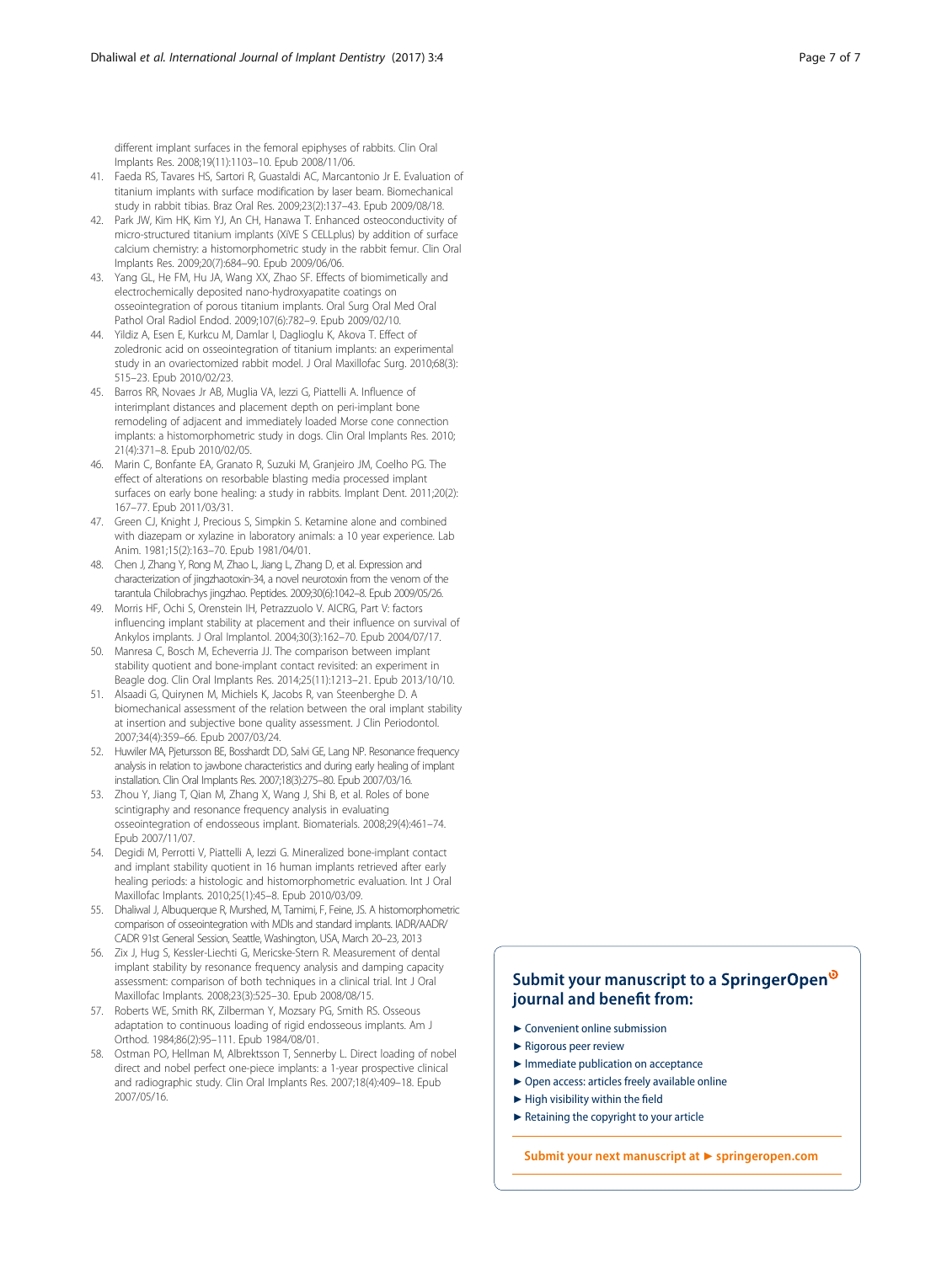different implant surfaces in the femoral epiphyses of rabbits. Clin Oral Implants Res. 2008;19(11):1103–10. Epub 2008/11/06.

41. Faeda RS, Tavares HS, Sartori R, Guastaldi AC, Marcantonio Jr E. Evaluation of titanium implants with surface modification by laser beam. Biomechanical study in rabbit tibias. Braz Oral Res. 2009;23(2):137–43. Epub 2009/08/18.
42. Park JW, Kim HK, Kim YJ, An CH, Hanawa T. Enhanced osteoconductivity of micro-structured titanium implants (XiVE S CELLplus) by addition of surface calcium chemistry: a histomorphometric study in the rabbit femur. Clin Oral Implants Res. 2009;20(7):684–90. Epub 2009/06/06.
43. Yang GL, He FM, Hu JA, Wang XX, Zhao SF. Effects of biomimetically and electrochemically deposited nano-hydroxyapatite coatings on osseointegration of porous titanium implants. Oral Surg Oral Med Oral Pathol Oral Radiol Endod. 2009;107(6):782–9. Epub 2009/02/10.
44. Yildiz A, Esen E, Kurkcu M, Damlar I, Daglioglu K, Akova T. Effect of zoledronic acid on osseointegration of titanium implants: an experimental study in an ovariectomized rabbit model. J Oral Maxillofac Surg. 2010;68(3): 515–23. Epub 2010/02/23.
45. Barros RR, Novaes Jr AB, Muglia VA, Iezzi G, Piattelli A. Influence of interimplant distances and placement depth on peri-implant bone remodeling of adjacent and immediately loaded Morse cone connection implants: a histomorphometric study in dogs. Clin Oral Implants Res. 2010; 21(4):371–8. Epub 2010/02/05.
46. Marin C, Bonfante EA, Granato R, Suzuki M, Granjeiro JM, Coelho PG. The effect of alterations on resorbable blasting media processed implant surfaces on early bone healing: a study in rabbits. Implant Dent. 2011;20(2): 167–77. Epub 2011/03/31.
47. Green CJ, Knight J, Precious S, Simpkin S. Ketamine alone and combined with diazepam or xylazine in laboratory animals: a 10 year experience. Lab Anim. 1981;15(2):163–70. Epub 1981/04/01.
48. Chen J, Zhang Y, Rong M, Zhao L, Jiang L, Zhang D, et al. Expression and characterization of jingzhaotoxin-34, a novel neurotoxin from the venom of the tarantula Chilobrachys jingzhao. Peptides. 2009;30(6):1042–8. Epub 2009/05/26.
49. Morris HF, Ochi S, Orenstein IH, Petrazzuolo V. AICRG, Part V: factors influencing implant stability at placement and their influence on survival of Ankylos implants. J Oral Implantol. 2004;30(3):162–70. Epub 2004/07/17.
50. Manresa C, Bosch M, Echeverria JJ. The comparison between implant stability quotient and bone-implant contact revisited: an experiment in Beagle dog. Clin Oral Implants Res. 2014;25(11):1213–21. Epub 2013/10/10.
51. Alsaadi G, Quirynen M, Michiels K, Jacobs R, van Steenberghe D. A biomechanical assessment of the relation between the oral implant stability at insertion and subjective bone quality assessment. J Clin Periodontol. 2007;34(4):359–66. Epub 2007/03/24.
52. Huwiler MA, Pjetursson BE, Bosshardt DD, Salvi GE, Lang NP. Resonance frequency analysis in relation to jawbone characteristics and during early healing of implant installation. Clin Oral Implants Res. 2007;18(3):275–80. Epub 2007/03/16.
53. Zhou Y, Jiang T, Qian M, Zhang X, Wang J, Shi B, et al. Roles of bone scintigraphy and resonance frequency analysis in evaluating osseointegration of endosseous implant. Biomaterials. 2008;29(4):461–74. Epub 2007/11/07.
54. Degidi M, Perrotti V, Piattelli A, Iezzi G. Mineralized bone-implant contact and implant stability quotient in 16 human implants retrieved after early healing periods: a histologic and histomorphometric evaluation. Int J Oral Maxillofac Implants. 2010;25(1):45–8. Epub 2010/03/09.
55. Dhaliwal J, Albuquerque R, Murshed, M, Tamimi, F, Feine, JS. A histomorphometric comparison of osseointegration with MDIs and standard implants. IADR/AADR/CADR 91st General Session, Seattle, Washington, USA, March 20–23, 2013
56. Zix J, Hug S, Kessler-Liechti G, Mericske-Stern R. Measurement of dental implant stability by resonance frequency analysis and damping capacity assessment: comparison of both techniques in a clinical trial. Int J Oral Maxillofac Implants. 2008;23(3):525–30. Epub 2008/08/15.
57. Roberts WE, Smith RK, Zilberman Y, Mozsary PG, Smith RS. Osseous adaptation to continuous loading of rigid endosseous implants. Am J Orthod. 1984;86(2):95–111. Epub 1984/08/01.
58. Ostman PO, Hellman M, Albrektsson T, Sennerby L. Direct loading of nobel direct and nobel perfect one-piece implants: a 1-year prospective clinical and radiographic study. Clin Oral Implants Res. 2007;18(4):409–18. Epub 2007/05/16.

**Submit your manuscript to a SpringerOpen journal and benefit from:**

- ► Convenient online submission
- ► Rigorous peer review
- ► Immediate publication on acceptance
- ► Open access: articles freely available online
- ► High visibility within the field
- ► Retaining the copyright to your article

**Submit your next manuscript at ► springeropen.com**